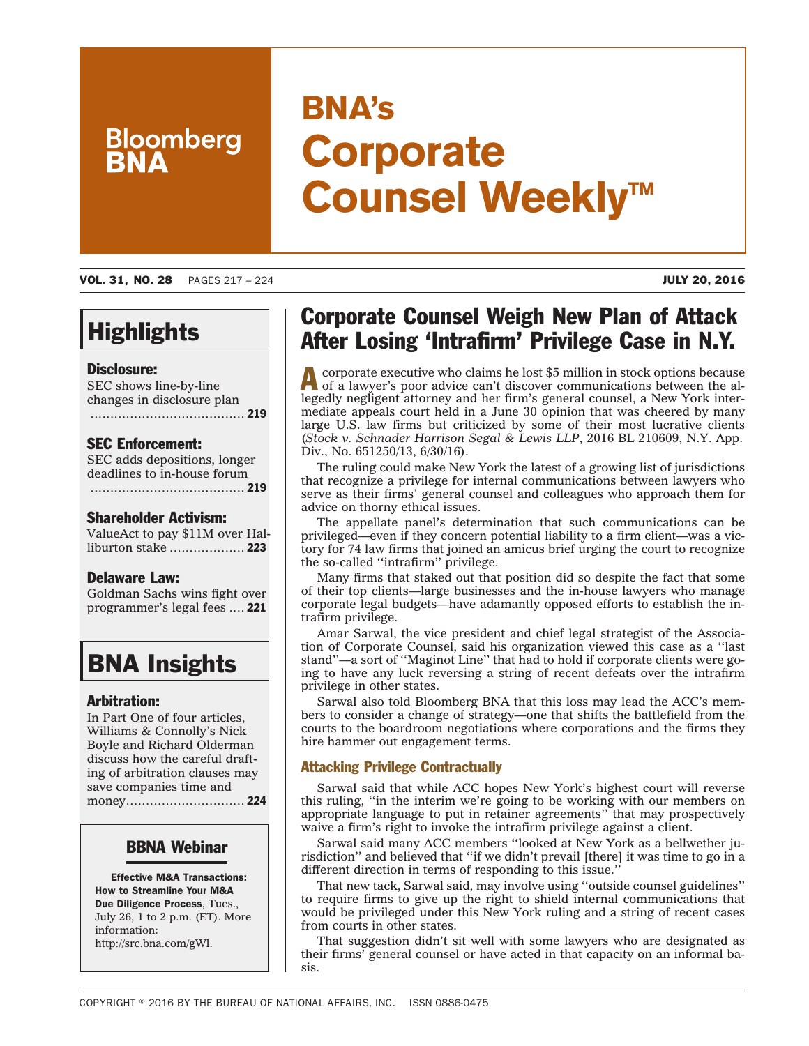# BNA's Corporate Counsel Weekly™

Bloomberg BNA

**VOL. 31, NO. 28** PAGES 217 – 224 **JULY 20, 2016**

## Highlights

### Disclosure:

SEC shows line-by-line changes in disclosure plan ....................................... **219**

### SEC Enforcement:

SEC adds depositions, longer deadlines to in-house forum ....................................... **219**

### Shareholder Activism:

ValueAct to pay $11M over Halliburton stake ................... **223**

### Delaware Law:

Goldman Sachs wins fight over programmer's legal fees .... **221**

## BNA Insights

### Arbitration:

In Part One of four articles, Williams & Connolly's Nick Boyle and Richard Olderman discuss how the careful drafting of arbitration clauses may save companies time and money.............................. **224**

### BBNA Webinar

**Effective M&A Transactions: How to Streamline Your M&A Due Diligence Process**, Tues., July 26, 1 to 2 p.m. (ET). More information: http://src.bna.com/gWl.

## Corporate Counsel Weigh New Plan of Attack After Losing 'Intrafirm' Privilege Case in N.Y.

A corporate executive who claims he lost $5 million in stock options because of a lawyer's poor advice can't discover communications between the allegedly negligent attorney and her firm's general counsel, a New York intermediate appeals court held in a June 30 opinion that was cheered by many large U.S. law firms but criticized by some of their most lucrative clients (*Stock v. Schnader Harrison Segal & Lewis LLP*, 2016 BL 210609, N.Y. App. Div., No. 651250/13, 6/30/16).

The ruling could make New York the latest of a growing list of jurisdictions that recognize a privilege for internal communications between lawyers who serve as their firms' general counsel and colleagues who approach them for advice on thorny ethical issues.

The appellate panel's determination that such communications can be privileged—even if they concern potential liability to a firm client—was a victory for 74 law firms that joined an amicus brief urging the court to recognize the so-called ''intrafirm'' privilege.

Many firms that staked out that position did so despite the fact that some of their top clients—large businesses and the in-house lawyers who manage corporate legal budgets—have adamantly opposed efforts to establish the intrafirm privilege.

Amar Sarwal, the vice president and chief legal strategist of the Association of Corporate Counsel, said his organization viewed this case as a ''last stand''—a sort of ''Maginot Line'' that had to hold if corporate clients were going to have any luck reversing a string of recent defeats over the intrafirm privilege in other states.

Sarwal also told Bloomberg BNA that this loss may lead the ACC's members to consider a change of strategy—one that shifts the battlefield from the courts to the boardroom negotiations where corporations and the firms they hire hammer out engagement terms.

### Attacking Privilege Contractually

Sarwal said that while ACC hopes New York's highest court will reverse this ruling, ''in the interim we're going to be working with our members on appropriate language to put in retainer agreements'' that may prospectively waive a firm's right to invoke the intrafirm privilege against a client.

Sarwal said many ACC members ''looked at New York as a bellwether jurisdiction'' and believed that ''if we didn't prevail [there] it was time to go in a different direction in terms of responding to this issue.''

That new tack, Sarwal said, may involve using ''outside counsel guidelines'' to require firms to give up the right to shield internal communications that would be privileged under this New York ruling and a string of recent cases from courts in other states.

That suggestion didn't sit well with some lawyers who are designated as their firms' general counsel or have acted in that capacity on an informal basis.

COPYRIGHT © 2016 BY THE BUREAU OF NATIONAL AFFAIRS, INC. ISSN 0886-0475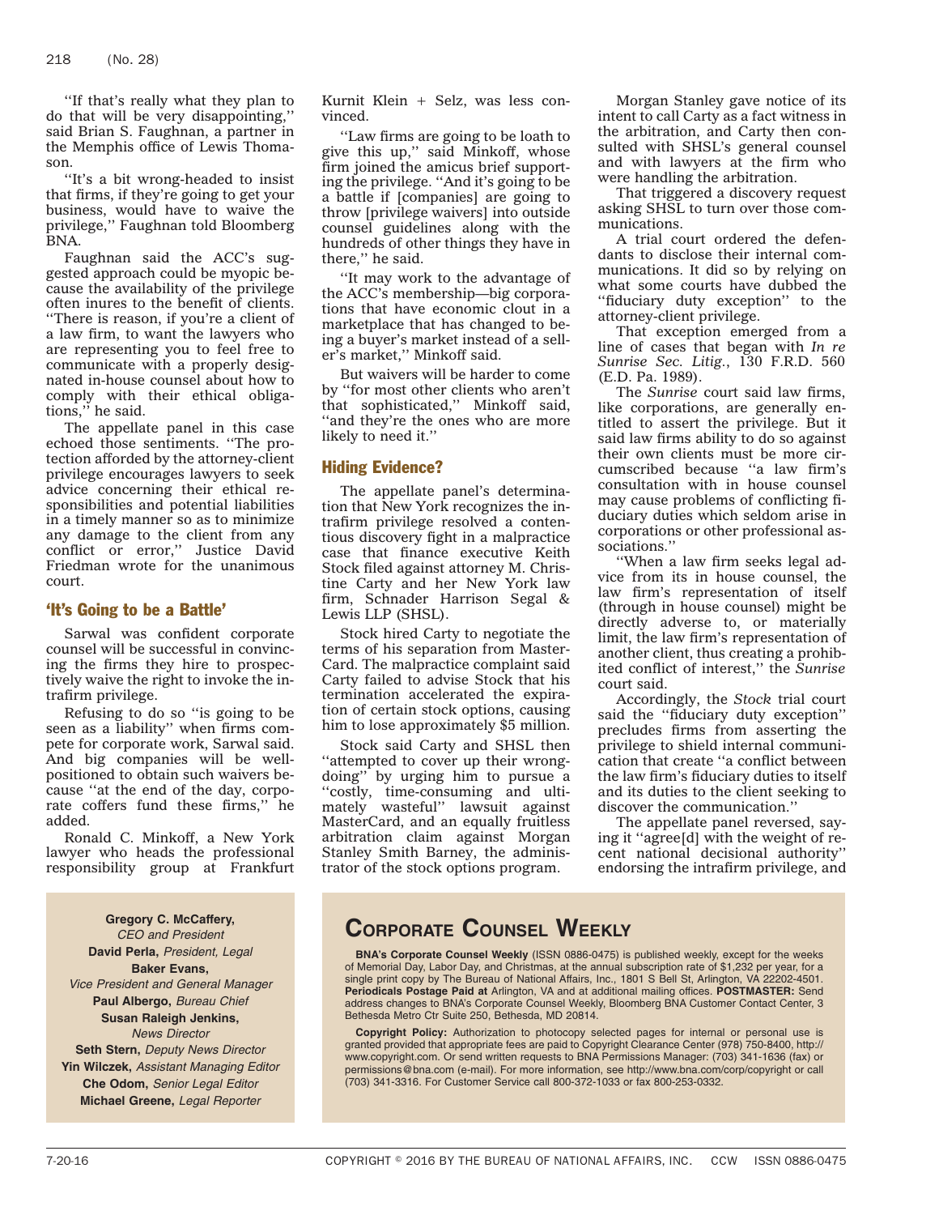''If that's really what they plan to do that will be very disappointing,'' said Brian S. Faughnan, a partner in the Memphis office of Lewis Thomason.

''It's a bit wrong-headed to insist that firms, if they're going to get your business, would have to waive the privilege,'' Faughnan told Bloomberg BNA.

Faughnan said the ACC's suggested approach could be myopic because the availability of the privilege often inures to the benefit of clients. ''There is reason, if you're a client of a law firm, to want the lawyers who are representing you to feel free to communicate with a properly designated in-house counsel about how to comply with their ethical obligations,'' he said.

The appellate panel in this case echoed those sentiments. ''The protection afforded by the attorney-client privilege encourages lawyers to seek advice concerning their ethical responsibilities and potential liabilities in a timely manner so as to minimize any damage to the client from any conflict or error,'' Justice David Friedman wrote for the unanimous court.

## 'It's Going to be a Battle'

Sarwal was confident corporate counsel will be successful in convincing the firms they hire to prospectively waive the right to invoke the intrafirm privilege.

Refusing to do so ''is going to be seen as a liability'' when firms compete for corporate work, Sarwal said. And big companies will be well-positioned to obtain such waivers because ''at the end of the day, corporate coffers fund these firms,'' he added.

Ronald C. Minkoff, a New York lawyer who heads the professional responsibility group at Frankfurt Kurnit Klein + Selz, was less convinced.

''Law firms are going to be loath to give this up,'' said Minkoff, whose firm joined the amicus brief supporting the privilege. ''And it's going to be a battle if [companies] are going to throw [privilege waivers] into outside counsel guidelines along with the hundreds of other things they have in there,'' he said.

''It may work to the advantage of the ACC's membership—big corporations that have economic clout in a marketplace that has changed to being a buyer's market instead of a seller's market,'' Minkoff said.

But waivers will be harder to come by ''for most other clients who aren't that sophisticated,'' Minkoff said, ''and they're the ones who are more likely to need it.''

## Hiding Evidence?

The appellate panel's determination that New York recognizes the intrafirm privilege resolved a contentious discovery fight in a malpractice case that finance executive Keith Stock filed against attorney M. Christine Carty and her New York law firm, Schnader Harrison Segal & Lewis LLP (SHSL).

Stock hired Carty to negotiate the terms of his separation from MasterCard. The malpractice complaint said Carty failed to advise Stock that his termination accelerated the expiration of certain stock options, causing him to lose approximately $5 million.

Stock said Carty and SHSL then ''attempted to cover up their wrongdoing'' by urging him to pursue a ''costly, time-consuming and ultimately wasteful'' lawsuit against MasterCard, and an equally fruitless arbitration claim against Morgan Stanley Smith Barney, the administrator of the stock options program.

Morgan Stanley gave notice of its intent to call Carty as a fact witness in the arbitration, and Carty then consulted with SHSL's general counsel and with lawyers at the firm who were handling the arbitration.

That triggered a discovery request asking SHSL to turn over those communications.

A trial court ordered the defendants to disclose their internal communications. It did so by relying on what some courts have dubbed the ''fiduciary duty exception'' to the attorney-client privilege.

That exception emerged from a line of cases that began with *In re Sunrise Sec. Litig.*, 130 F.R.D. 560 (E.D. Pa. 1989).

The *Sunrise* court said law firms, like corporations, are generally entitled to assert the privilege. But it said law firms ability to do so against their own clients must be more circumscribed because ''a law firm's consultation with in house counsel may cause problems of conflicting fiduciary duties which seldom arise in corporations or other professional associations.''

''When a law firm seeks legal advice from its in house counsel, the law firm's representation of itself (through in house counsel) might be directly adverse to, or materially limit, the law firm's representation of another client, thus creating a prohibited conflict of interest,'' the *Sunrise* court said.

Accordingly, the *Stock* trial court said the ''fiduciary duty exception'' precludes firms from asserting the privilege to shield internal communication that create ''a conflict between the law firm's fiduciary duties to itself and its duties to the client seeking to discover the communication.''

The appellate panel reversed, saying it ''agree[d] with the weight of recent national decisional authority'' endorsing the intrafirm privilege, and

---

**Gregory C. McCaffery,** *CEO and President*
**David Perla,** *President, Legal*
**Baker Evans,** *Vice President and General Manager*
**Paul Albergo,** *Bureau Chief*
**Susan Raleigh Jenkins,** *News Director*
**Seth Stern,** *Deputy News Director*
**Yin Wilczek,** *Assistant Managing Editor*
**Che Odom,** *Senior Legal Editor*
**Michael Greene,** *Legal Reporter*

## Corporate Counsel Weekly

**BNA's Corporate Counsel Weekly** (ISSN 0886-0475) is published weekly, except for the weeks of Memorial Day, Labor Day, and Christmas, at the annual subscription rate of $1,232 per year, for a single print copy by The Bureau of National Affairs, Inc., 1801 S Bell St, Arlington, VA 22202-4501. **Periodicals Postage Paid at** Arlington, VA and at additional mailing offices. **POSTMASTER:** Send address changes to BNA's Corporate Counsel Weekly, Bloomberg BNA Customer Contact Center, 3 Bethesda Metro Ctr Suite 250, Bethesda, MD 20814.

**Copyright Policy:** Authorization to photocopy selected pages for internal or personal use is granted provided that appropriate fees are paid to Copyright Clearance Center (978) 750-8400, http://www.copyright.com. Or send written requests to BNA Permissions Manager: (703) 341-1636 (fax) or permissions@bna.com (e-mail). For more information, see http://www.bna.com/corp/copyright or call (703) 341-3316. For Customer Service call 800-372-1033 or fax 800-253-0332.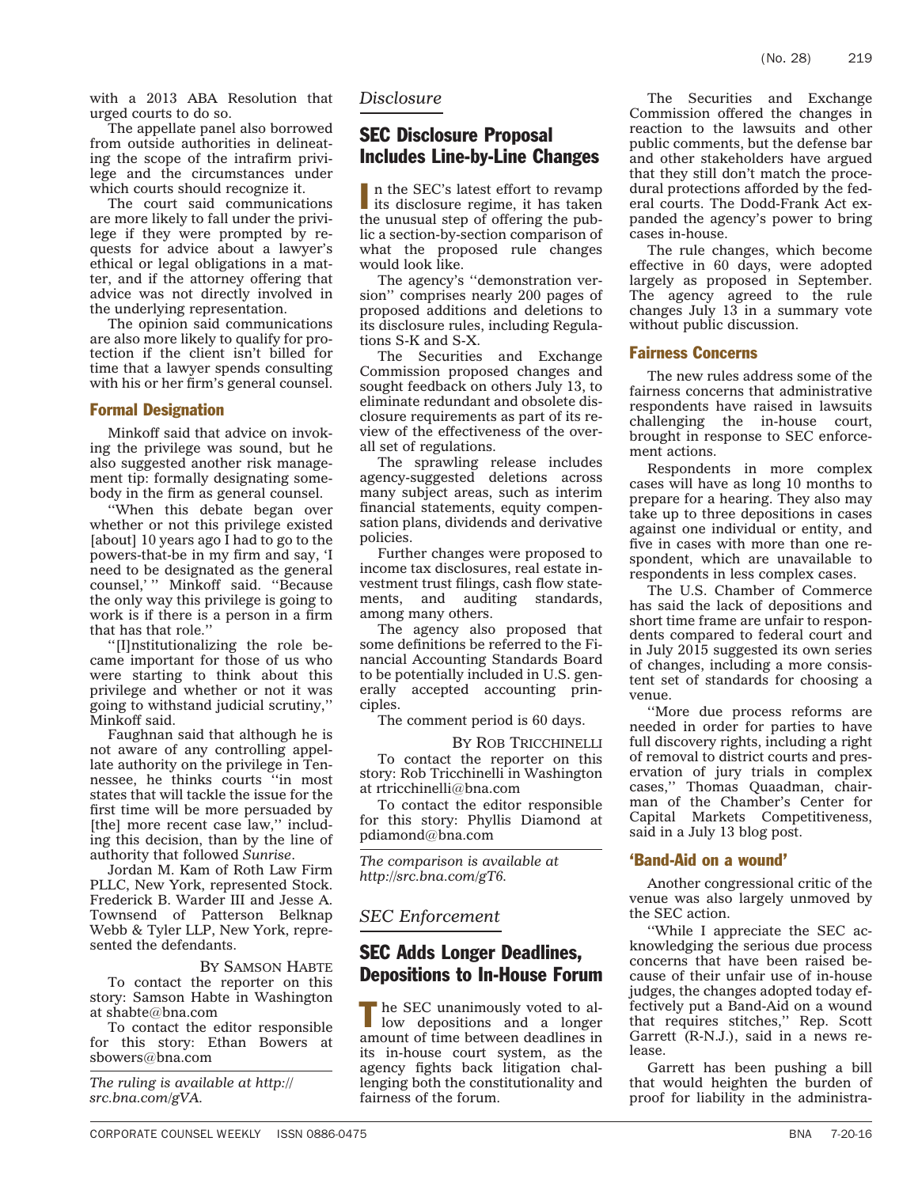with a 2013 ABA Resolution that urged courts to do so.

The appellate panel also borrowed from outside authorities in delineating the scope of the intrafirm privilege and the circumstances under which courts should recognize it.

The court said communications are more likely to fall under the privilege if they were prompted by requests for advice about a lawyer's ethical or legal obligations in a matter, and if the attorney offering that advice was not directly involved in the underlying representation.

The opinion said communications are also more likely to qualify for protection if the client isn't billed for time that a lawyer spends consulting with his or her firm's general counsel.

### Formal Designation

Minkoff said that advice on invoking the privilege was sound, but he also suggested another risk management tip: formally designating somebody in the firm as general counsel.

''When this debate began over whether or not this privilege existed [about] 10 years ago I had to go to the powers-that-be in my firm and say, 'I need to be designated as the general counsel,' '' Minkoff said. ''Because the only way this privilege is going to work is if there is a person in a firm that has that role.''

''[I]nstitutionalizing the role became important for those of us who were starting to think about this privilege and whether or not it was going to withstand judicial scrutiny,'' Minkoff said.

Faughnan said that although he is not aware of any controlling appellate authority on the privilege in Tennessee, he thinks courts ''in most states that will tackle the issue for the first time will be more persuaded by [the] more recent case law,'' including this decision, than by the line of authority that followed *Sunrise*.

Jordan M. Kam of Roth Law Firm PLLC, New York, represented Stock. Frederick B. Warder III and Jesse A. Townsend of Patterson Belknap Webb & Tyler LLP, New York, represented the defendants.

BY SAMSON HABTE

To contact the reporter on this story: Samson Habte in Washington at shabte@bna.com

To contact the editor responsible for this story: Ethan Bowers at sbowers@bna.com

*The ruling is available at http://src.bna.com/gVA.*

*Disclosure*

## SEC Disclosure Proposal Includes Line-by-Line Changes

In the SEC's latest effort to revamp its disclosure regime, it has taken the unusual step of offering the public a section-by-section comparison of what the proposed rule changes would look like.

The agency's ''demonstration version'' comprises nearly 200 pages of proposed additions and deletions to its disclosure rules, including Regulations S-K and S-X.

The Securities and Exchange Commission proposed changes and sought feedback on others July 13, to eliminate redundant and obsolete disclosure requirements as part of its review of the effectiveness of the overall set of regulations.

The sprawling release includes agency-suggested deletions across many subject areas, such as interim financial statements, equity compensation plans, dividends and derivative policies.

Further changes were proposed to income tax disclosures, real estate investment trust filings, cash flow statements, and auditing standards, among many others.

The agency also proposed that some definitions be referred to the Financial Accounting Standards Board to be potentially included in U.S. generally accepted accounting principles.

The comment period is 60 days.

BY ROB TRICCHINELLI

To contact the reporter on this story: Rob Tricchinelli in Washington at rtricchinelli@bna.com

To contact the editor responsible for this story: Phyllis Diamond at pdiamond@bna.com

*The comparison is available at http://src.bna.com/gT6.*

*SEC Enforcement*

## SEC Adds Longer Deadlines, Depositions to In-House Forum

The SEC unanimously voted to allow depositions and a longer amount of time between deadlines in its in-house court system, as the agency fights back litigation challenging both the constitutionality and fairness of the forum.

The Securities and Exchange Commission offered the changes in reaction to the lawsuits and other public comments, but the defense bar and other stakeholders have argued that they still don't match the procedural protections afforded by the federal courts. The Dodd-Frank Act expanded the agency's power to bring cases in-house.

The rule changes, which become effective in 60 days, were adopted largely as proposed in September. The agency agreed to the rule changes July 13 in a summary vote without public discussion.

### Fairness Concerns

The new rules address some of the fairness concerns that administrative respondents have raised in lawsuits challenging the in-house court, brought in response to SEC enforcement actions.

Respondents in more complex cases will have as long 10 months to prepare for a hearing. They also may take up to three depositions in cases against one individual or entity, and five in cases with more than one respondent, which are unavailable to respondents in less complex cases.

The U.S. Chamber of Commerce has said the lack of depositions and short time frame are unfair to respondents compared to federal court and in July 2015 suggested its own series of changes, including a more consistent set of standards for choosing a venue.

''More due process reforms are needed in order for parties to have full discovery rights, including a right of removal to district courts and preservation of jury trials in complex cases,'' Thomas Quaadman, chairman of the Chamber's Center for Capital Markets Competitiveness, said in a July 13 blog post.

### 'Band-Aid on a wound'

Another congressional critic of the venue was also largely unmoved by the SEC action.

''While I appreciate the SEC acknowledging the serious due process concerns that have been raised because of their unfair use of in-house judges, the changes adopted today effectively put a Band-Aid on a wound that requires stitches,'' Rep. Scott Garrett (R-N.J.), said in a news release.

Garrett has been pushing a bill that would heighten the burden of proof for liability in the administra-